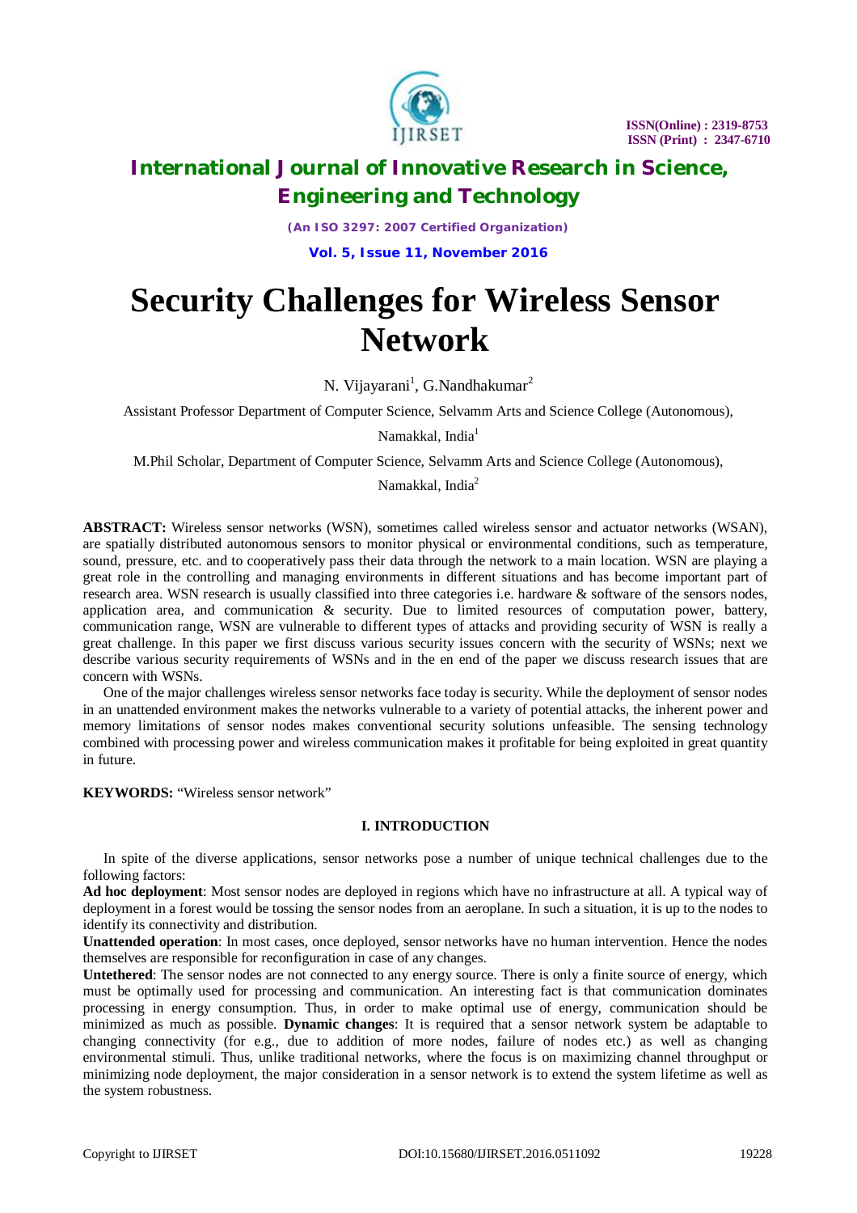# Security Challenges for Wireless Sensor Network

N. Vijayarani[1], G.Nandhakumar[2]

Assistant Professor Department of Computer Science, Selvamm Arts and Science College (Autonomous), Namakkal, India[1]

M.Phil Scholar, Department of Computer Science, Selvamm Arts and Science College (Autonomous), Namakkal, India[2]

**ABSTRACT:** Wireless sensor networks (WSN), sometimes called wireless sensor and actuator networks (WSAN), are spatially distributed autonomous sensors to monitor physical or environmental conditions, such as temperature, sound, pressure, etc. and to cooperatively pass their data through the network to a main location. WSN are playing a great role in the controlling and managing environments in different situations and has become important part of research area. WSN research is usually classified into three categories i.e. hardware & software of the sensors nodes, application area, and communication & security. Due to limited resources of computation power, battery, communication range, WSN are vulnerable to different types of attacks and providing security of WSN is really a great challenge. In this paper we first discuss various security issues concern with the security of WSNs; next we describe various security requirements of WSNs and in the en end of the paper we discuss research issues that are concern with WSNs.

One of the major challenges wireless sensor networks face today is security. While the deployment of sensor nodes in an unattended environment makes the networks vulnerable to a variety of potential attacks, the inherent power and memory limitations of sensor nodes makes conventional security solutions unfeasible. The sensing technology combined with processing power and wireless communication makes it profitable for being exploited in great quantity in future.

**KEYWORDS:** “Wireless sensor network”

## I. INTRODUCTION

In spite of the diverse applications, sensor networks pose a number of unique technical challenges due to the following factors:

**Ad hoc deployment**: Most sensor nodes are deployed in regions which have no infrastructure at all. A typical way of deployment in a forest would be tossing the sensor nodes from an aeroplane. In such a situation, it is up to the nodes to identify its connectivity and distribution.

**Unattended operation**: In most cases, once deployed, sensor networks have no human intervention. Hence the nodes themselves are responsible for reconfiguration in case of any changes.

**Untethered**: The sensor nodes are not connected to any energy source. There is only a finite source of energy, which must be optimally used for processing and communication. An interesting fact is that communication dominates processing in energy consumption. Thus, in order to make optimal use of energy, communication should be minimized as much as possible. **Dynamic changes**: It is required that a sensor network system be adaptable to changing connectivity (for e.g., due to addition of more nodes, failure of nodes etc.) as well as changing environmental stimuli. Thus, unlike traditional networks, where the focus is on maximizing channel throughput or minimizing node deployment, the major consideration in a sensor network is to extend the system lifetime as well as the system robustness.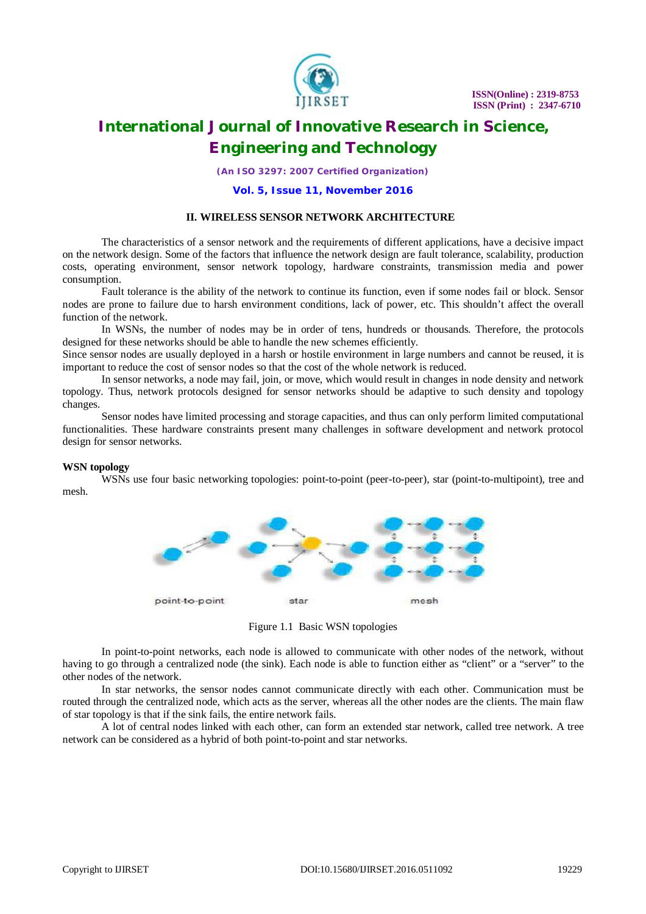## II. WIRELESS SENSOR NETWORK ARCHITECTURE

The characteristics of a sensor network and the requirements of different applications, have a decisive impact on the network design. Some of the factors that influence the network design are fault tolerance, scalability, production costs, operating environment, sensor network topology, hardware constraints, transmission media and power consumption.

Fault tolerance is the ability of the network to continue its function, even if some nodes fail or block. Sensor nodes are prone to failure due to harsh environment conditions, lack of power, etc. This shouldn't affect the overall function of the network.

In WSNs, the number of nodes may be in order of tens, hundreds or thousands. Therefore, the protocols designed for these networks should be able to handle the new schemes efficiently.

Since sensor nodes are usually deployed in a harsh or hostile environment in large numbers and cannot be reused, it is important to reduce the cost of sensor nodes so that the cost of the whole network is reduced.

In sensor networks, a node may fail, join, or move, which would result in changes in node density and network topology. Thus, network protocols designed for sensor networks should be adaptive to such density and topology changes.

Sensor nodes have limited processing and storage capacities, and thus can only perform limited computational functionalities. These hardware constraints present many challenges in software development and network protocol design for sensor networks.

**WSN topology**

WSNs use four basic networking topologies: point-to-point (peer-to-peer), star (point-to-multipoint), tree and mesh.

point-to-point star mesh

Figure 1.1 Basic WSN topologies

In point-to-point networks, each node is allowed to communicate with other nodes of the network, without having to go through a centralized node (the sink). Each node is able to function either as "client" or a "server" to the other nodes of the network.

In star networks, the sensor nodes cannot communicate directly with each other. Communication must be routed through the centralized node, which acts as the server, whereas all the other nodes are the clients. The main flaw of star topology is that if the sink fails, the entire network fails.

A lot of central nodes linked with each other, can form an extended star network, called tree network. A tree network can be considered as a hybrid of both point-to-point and star networks.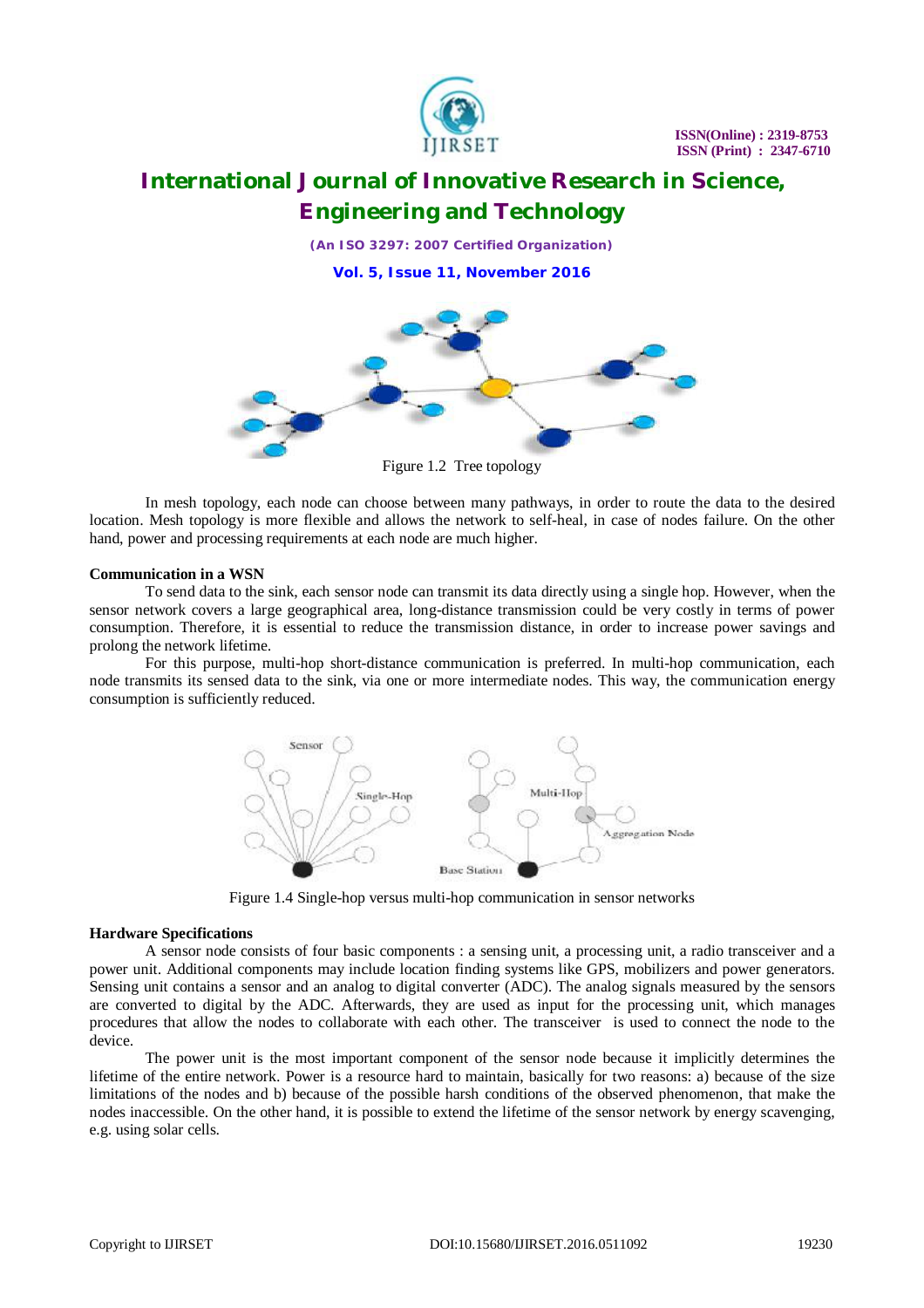Figure 1.2 Tree topology

In mesh topology, each node can choose between many pathways, in order to route the data to the desired location. Mesh topology is more flexible and allows the network to self-heal, in case of nodes failure. On the other hand, power and processing requirements at each node are much higher.

**Communication in a WSN**

To send data to the sink, each sensor node can transmit its data directly using a single hop. However, when the sensor network covers a large geographical area, long-distance transmission could be very costly in terms of power consumption. Therefore, it is essential to reduce the transmission distance, in order to increase power savings and prolong the network lifetime.

For this purpose, multi-hop short-distance communication is preferred. In multi-hop communication, each node transmits its sensed data to the sink, via one or more intermediate nodes. This way, the communication energy consumption is sufficiently reduced.

Figure 1.4 Single-hop versus multi-hop communication in sensor networks

**Hardware Specifications**

A sensor node consists of four basic components : a sensing unit, a processing unit, a radio transceiver and a power unit. Additional components may include location finding systems like GPS, mobilizers and power generators. Sensing unit contains a sensor and an analog to digital converter (ADC). The analog signals measured by the sensors are converted to digital by the ADC. Afterwards, they are used as input for the processing unit, which manages procedures that allow the nodes to collaborate with each other. The transceiver is used to connect the node to the device.

The power unit is the most important component of the sensor node because it implicitly determines the lifetime of the entire network. Power is a resource hard to maintain, basically for two reasons: a) because of the size limitations of the nodes and b) because of the possible harsh conditions of the observed phenomenon, that make the nodes inaccessible. On the other hand, it is possible to extend the lifetime of the sensor network by energy scavenging, e.g. using solar cells.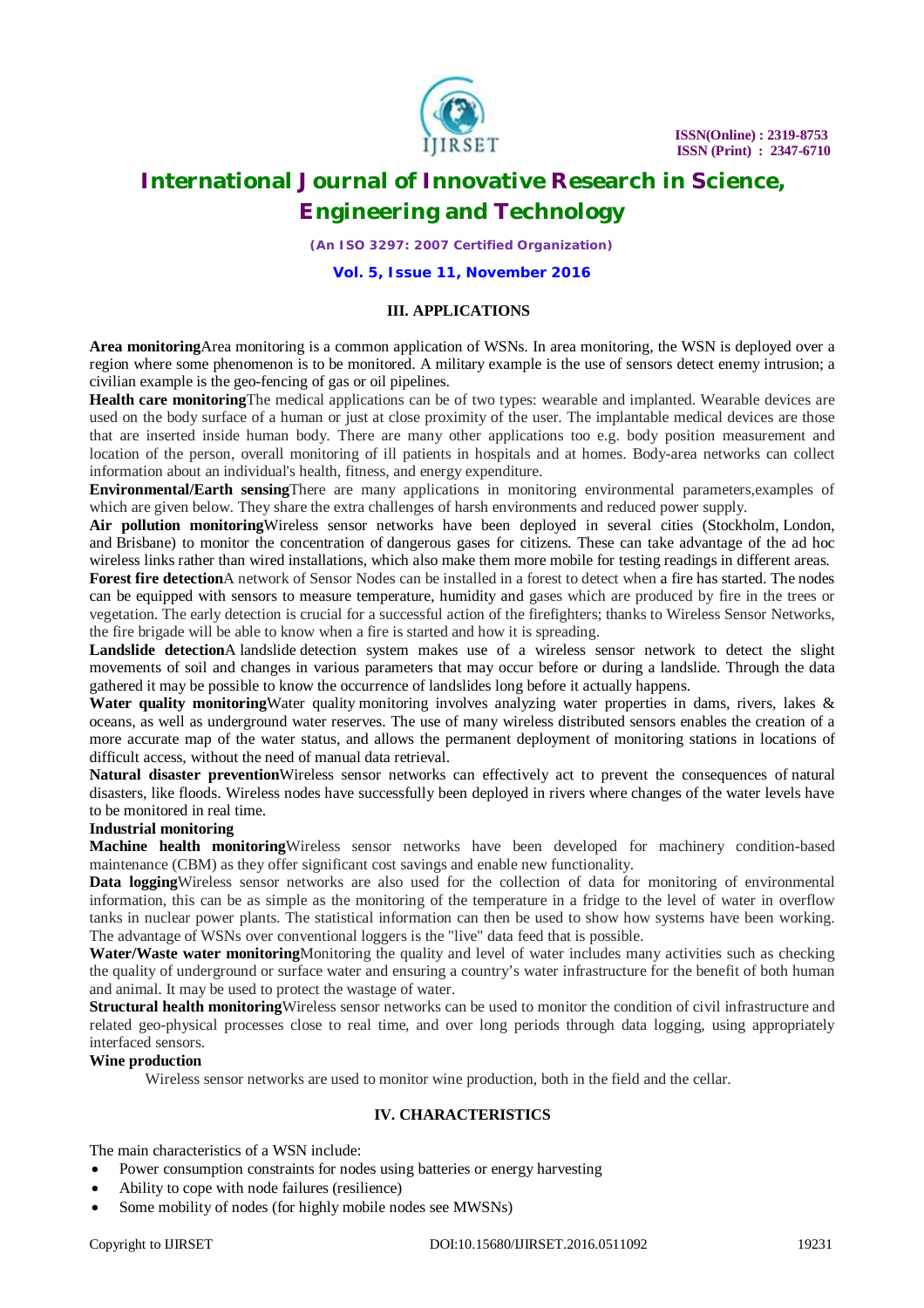## III. APPLICATIONS

**Area monitoring**Area monitoring is a common application of WSNs. In area monitoring, the WSN is deployed over a region where some phenomenon is to be monitored. A military example is the use of sensors detect enemy intrusion; a civilian example is the geo-fencing of gas or oil pipelines.

**Health care monitoring**The medical applications can be of two types: wearable and implanted. Wearable devices are used on the body surface of a human or just at close proximity of the user. The implantable medical devices are those that are inserted inside human body. There are many other applications too e.g. body position measurement and location of the person, overall monitoring of ill patients in hospitals and at homes. Body-area networks can collect information about an individual's health, fitness, and energy expenditure.

**Environmental/Earth sensing**There are many applications in monitoring environmental parameters,examples of which are given below. They share the extra challenges of harsh environments and reduced power supply.

**Air pollution monitoring**Wireless sensor networks have been deployed in several cities (Stockholm, London, and Brisbane) to monitor the concentration of dangerous gases for citizens. These can take advantage of the ad hoc wireless links rather than wired installations, which also make them more mobile for testing readings in different areas.

**Forest fire detection**A network of Sensor Nodes can be installed in a forest to detect when a fire has started. The nodes can be equipped with sensors to measure temperature, humidity and gases which are produced by fire in the trees or vegetation. The early detection is crucial for a successful action of the firefighters; thanks to Wireless Sensor Networks, the fire brigade will be able to know when a fire is started and how it is spreading.

**Landslide detection**A landslide detection system makes use of a wireless sensor network to detect the slight movements of soil and changes in various parameters that may occur before or during a landslide. Through the data gathered it may be possible to know the occurrence of landslides long before it actually happens.

**Water quality monitoring**Water quality monitoring involves analyzing water properties in dams, rivers, lakes & oceans, as well as underground water reserves. The use of many wireless distributed sensors enables the creation of a more accurate map of the water status, and allows the permanent deployment of monitoring stations in locations of difficult access, without the need of manual data retrieval.

**Natural disaster prevention**Wireless sensor networks can effectively act to prevent the consequences of natural disasters, like floods. Wireless nodes have successfully been deployed in rivers where changes of the water levels have to be monitored in real time.

**Industrial monitoring**

**Machine health monitoring**Wireless sensor networks have been developed for machinery condition-based maintenance (CBM) as they offer significant cost savings and enable new functionality.

**Data logging**Wireless sensor networks are also used for the collection of data for monitoring of environmental information, this can be as simple as the monitoring of the temperature in a fridge to the level of water in overflow tanks in nuclear power plants. The statistical information can then be used to show how systems have been working. The advantage of WSNs over conventional loggers is the "live" data feed that is possible.

**Water/Waste water monitoring**Monitoring the quality and level of water includes many activities such as checking the quality of underground or surface water and ensuring a country's water infrastructure for the benefit of both human and animal. It may be used to protect the wastage of water.

**Structural health monitoring**Wireless sensor networks can be used to monitor the condition of civil infrastructure and related geo-physical processes close to real time, and over long periods through data logging, using appropriately interfaced sensors.

**Wine production**

Wireless sensor networks are used to monitor wine production, both in the field and the cellar.

## IV. CHARACTERISTICS

The main characteristics of a WSN include:

- Power consumption constraints for nodes using batteries or energy harvesting
- Ability to cope with node failures (resilience)
- Some mobility of nodes (for highly mobile nodes see MWSNs)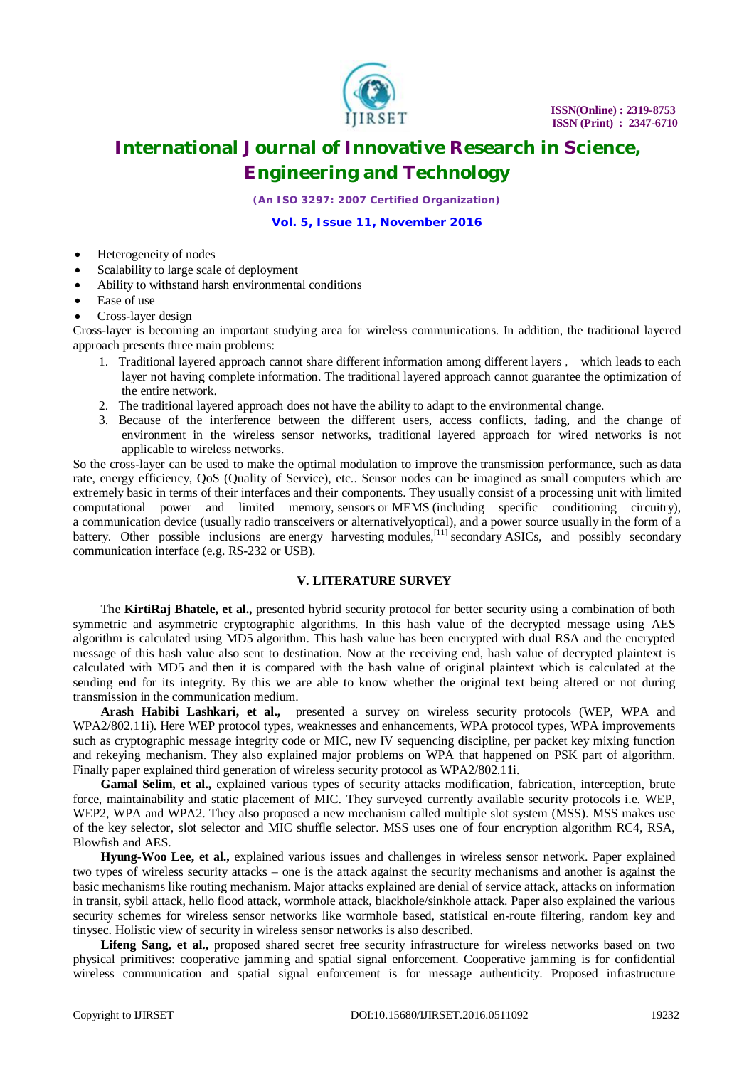- Heterogeneity of nodes
- Scalability to large scale of deployment
- Ability to withstand harsh environmental conditions
- Ease of use
- Cross-layer design

Cross-layer is becoming an important studying area for wireless communications. In addition, the traditional layered approach presents three main problems:

1. Traditional layered approach cannot share different information among different layers , which leads to each layer not having complete information. The traditional layered approach cannot guarantee the optimization of the entire network.
2. The traditional layered approach does not have the ability to adapt to the environmental change.
3. Because of the interference between the different users, access conflicts, fading, and the change of environment in the wireless sensor networks, traditional layered approach for wired networks is not applicable to wireless networks.

So the cross-layer can be used to make the optimal modulation to improve the transmission performance, such as data rate, energy efficiency, QoS (Quality of Service), etc.. Sensor nodes can be imagined as small computers which are extremely basic in terms of their interfaces and their components. They usually consist of a processing unit with limited computational power and limited memory, sensors or MEMS (including specific conditioning circuitry), a communication device (usually radio transceivers or alternativelyoptical), and a power source usually in the form of a battery. Other possible inclusions are energy harvesting modules,[11] secondary ASICs, and possibly secondary communication interface (e.g. RS-232 or USB).

## V. LITERATURE SURVEY

The **KirtiRaj Bhatele, et al.,** presented hybrid security protocol for better security using a combination of both symmetric and asymmetric cryptographic algorithms. In this hash value of the decrypted message using AES algorithm is calculated using MD5 algorithm. This hash value has been encrypted with dual RSA and the encrypted message of this hash value also sent to destination. Now at the receiving end, hash value of decrypted plaintext is calculated with MD5 and then it is compared with the hash value of original plaintext which is calculated at the sending end for its integrity. By this we are able to know whether the original text being altered or not during transmission in the communication medium.

**Arash Habibi Lashkari, et al.,** presented a survey on wireless security protocols (WEP, WPA and WPA2/802.11i). Here WEP protocol types, weaknesses and enhancements, WPA protocol types, WPA improvements such as cryptographic message integrity code or MIC, new IV sequencing discipline, per packet key mixing function and rekeying mechanism. They also explained major problems on WPA that happened on PSK part of algorithm. Finally paper explained third generation of wireless security protocol as WPA2/802.11i.

**Gamal Selim, et al.,** explained various types of security attacks modification, fabrication, interception, brute force, maintainability and static placement of MIC. They surveyed currently available security protocols i.e. WEP, WEP2, WPA and WPA2. They also proposed a new mechanism called multiple slot system (MSS). MSS makes use of the key selector, slot selector and MIC shuffle selector. MSS uses one of four encryption algorithm RC4, RSA, Blowfish and AES.

**Hyung-Woo Lee, et al.,** explained various issues and challenges in wireless sensor network. Paper explained two types of wireless security attacks – one is the attack against the security mechanisms and another is against the basic mechanisms like routing mechanism. Major attacks explained are denial of service attack, attacks on information in transit, sybil attack, hello flood attack, wormhole attack, blackhole/sinkhole attack. Paper also explained the various security schemes for wireless sensor networks like wormhole based, statistical en-route filtering, random key and tinysec. Holistic view of security in wireless sensor networks is also described.

**Lifeng Sang, et al.,** proposed shared secret free security infrastructure for wireless networks based on two physical primitives: cooperative jamming and spatial signal enforcement. Cooperative jamming is for confidential wireless communication and spatial signal enforcement is for message authenticity. Proposed infrastructure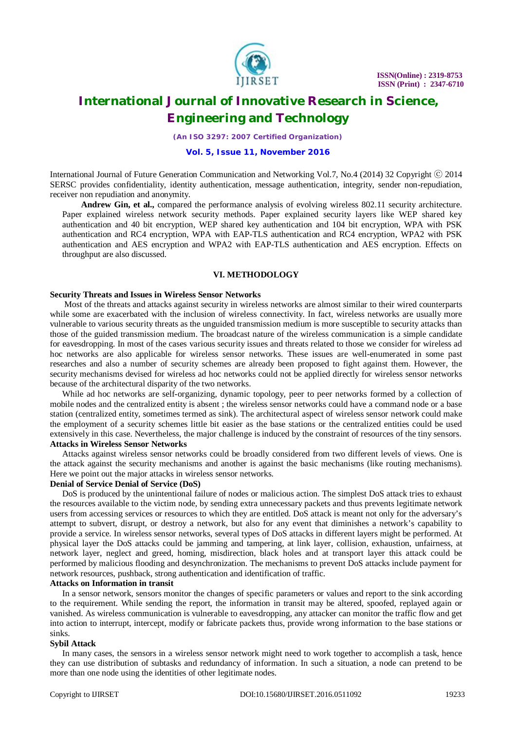International Journal of Future Generation Communication and Networking Vol.7, No.4 (2014) 32 Copyright ⓒ 2014 SERSC provides confidentiality, identity authentication, message authentication, integrity, sender non-repudiation, receiver non repudiation and anonymity.

**Andrew Gin, et al.,** compared the performance analysis of evolving wireless 802.11 security architecture. Paper explained wireless network security methods. Paper explained security layers like WEP shared key authentication and 40 bit encryption, WEP shared key authentication and 104 bit encryption, WPA with PSK authentication and RC4 encryption, WPA with EAP-TLS authentication and RC4 encryption, WPA2 with PSK authentication and AES encryption and WPA2 with EAP-TLS authentication and AES encryption. Effects on throughput are also discussed.

## VI. METHODOLOGY

### Security Threats and Issues in Wireless Sensor Networks

Most of the threats and attacks against security in wireless networks are almost similar to their wired counterparts while some are exacerbated with the inclusion of wireless connectivity. In fact, wireless networks are usually more vulnerable to various security threats as the unguided transmission medium is more susceptible to security attacks than those of the guided transmission medium. The broadcast nature of the wireless communication is a simple candidate for eavesdropping. In most of the cases various security issues and threats related to those we consider for wireless ad hoc networks are also applicable for wireless sensor networks. These issues are well-enumerated in some past researches and also a number of security schemes are already been proposed to fight against them. However, the security mechanisms devised for wireless ad hoc networks could not be applied directly for wireless sensor networks because of the architectural disparity of the two networks.

While ad hoc networks are self-organizing, dynamic topology, peer to peer networks formed by a collection of mobile nodes and the centralized entity is absent ; the wireless sensor networks could have a command node or a base station (centralized entity, sometimes termed as sink). The architectural aspect of wireless sensor network could make the employment of a security schemes little bit easier as the base stations or the centralized entities could be used extensively in this case. Nevertheless, the major challenge is induced by the constraint of resources of the tiny sensors.

### Attacks in Wireless Sensor Networks

Attacks against wireless sensor networks could be broadly considered from two different levels of views. One is the attack against the security mechanisms and another is against the basic mechanisms (like routing mechanisms). Here we point out the major attacks in wireless sensor networks.

### Denial of Service Denial of Service (DoS)

DoS is produced by the unintentional failure of nodes or malicious action. The simplest DoS attack tries to exhaust the resources available to the victim node, by sending extra unnecessary packets and thus prevents legitimate network users from accessing services or resources to which they are entitled. DoS attack is meant not only for the adversary's attempt to subvert, disrupt, or destroy a network, but also for any event that diminishes a network's capability to provide a service. In wireless sensor networks, several types of DoS attacks in different layers might be performed. At physical layer the DoS attacks could be jamming and tampering, at link layer, collision, exhaustion, unfairness, at network layer, neglect and greed, homing, misdirection, black holes and at transport layer this attack could be performed by malicious flooding and desynchronization. The mechanisms to prevent DoS attacks include payment for network resources, pushback, strong authentication and identification of traffic.

### Attacks on Information in transit

In a sensor network, sensors monitor the changes of specific parameters or values and report to the sink according to the requirement. While sending the report, the information in transit may be altered, spoofed, replayed again or vanished. As wireless communication is vulnerable to eavesdropping, any attacker can monitor the traffic flow and get into action to interrupt, intercept, modify or fabricate packets thus, provide wrong information to the base stations or sinks.

### Sybil Attack

In many cases, the sensors in a wireless sensor network might need to work together to accomplish a task, hence they can use distribution of subtasks and redundancy of information. In such a situation, a node can pretend to be more than one node using the identities of other legitimate nodes.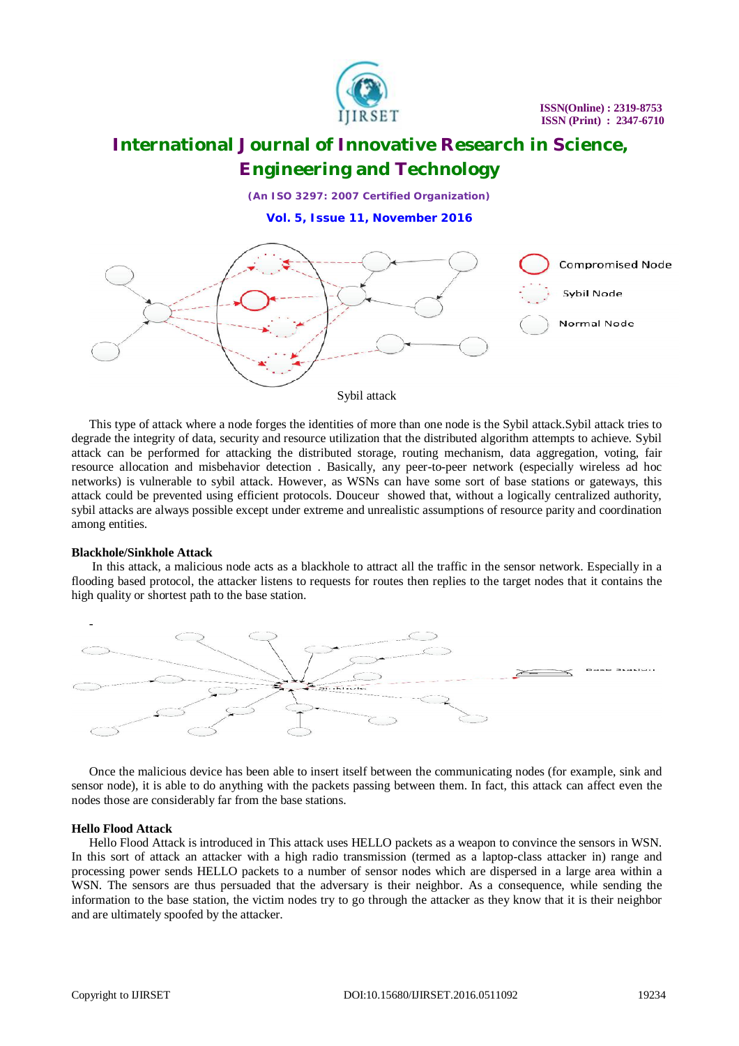Sybil attack

This type of attack where a node forges the identities of more than one node is the Sybil attack.Sybil attack tries to degrade the integrity of data, security and resource utilization that the distributed algorithm attempts to achieve. Sybil attack can be performed for attacking the distributed storage, routing mechanism, data aggregation, voting, fair resource allocation and misbehavior detection . Basically, any peer-to-peer network (especially wireless ad hoc networks) is vulnerable to sybil attack. However, as WSNs can have some sort of base stations or gateways, this attack could be prevented using efficient protocols. Douceur showed that, without a logically centralized authority, sybil attacks are always possible except under extreme and unrealistic assumptions of resource parity and coordination among entities.

**Blackhole/Sinkhole Attack**

In this attack, a malicious node acts as a blackhole to attract all the traffic in the sensor network. Especially in a flooding based protocol, the attacker listens to requests for routes then replies to the target nodes that it contains the high quality or shortest path to the base station.

Once the malicious device has been able to insert itself between the communicating nodes (for example, sink and sensor node), it is able to do anything with the packets passing between them. In fact, this attack can affect even the nodes those are considerably far from the base stations.

**Hello Flood Attack**

Hello Flood Attack is introduced in This attack uses HELLO packets as a weapon to convince the sensors in WSN. In this sort of attack an attacker with a high radio transmission (termed as a laptop-class attacker in) range and processing power sends HELLO packets to a number of sensor nodes which are dispersed in a large area within a WSN. The sensors are thus persuaded that the adversary is their neighbor. As a consequence, while sending the information to the base station, the victim nodes try to go through the attacker as they know that it is their neighbor and are ultimately spoofed by the attacker.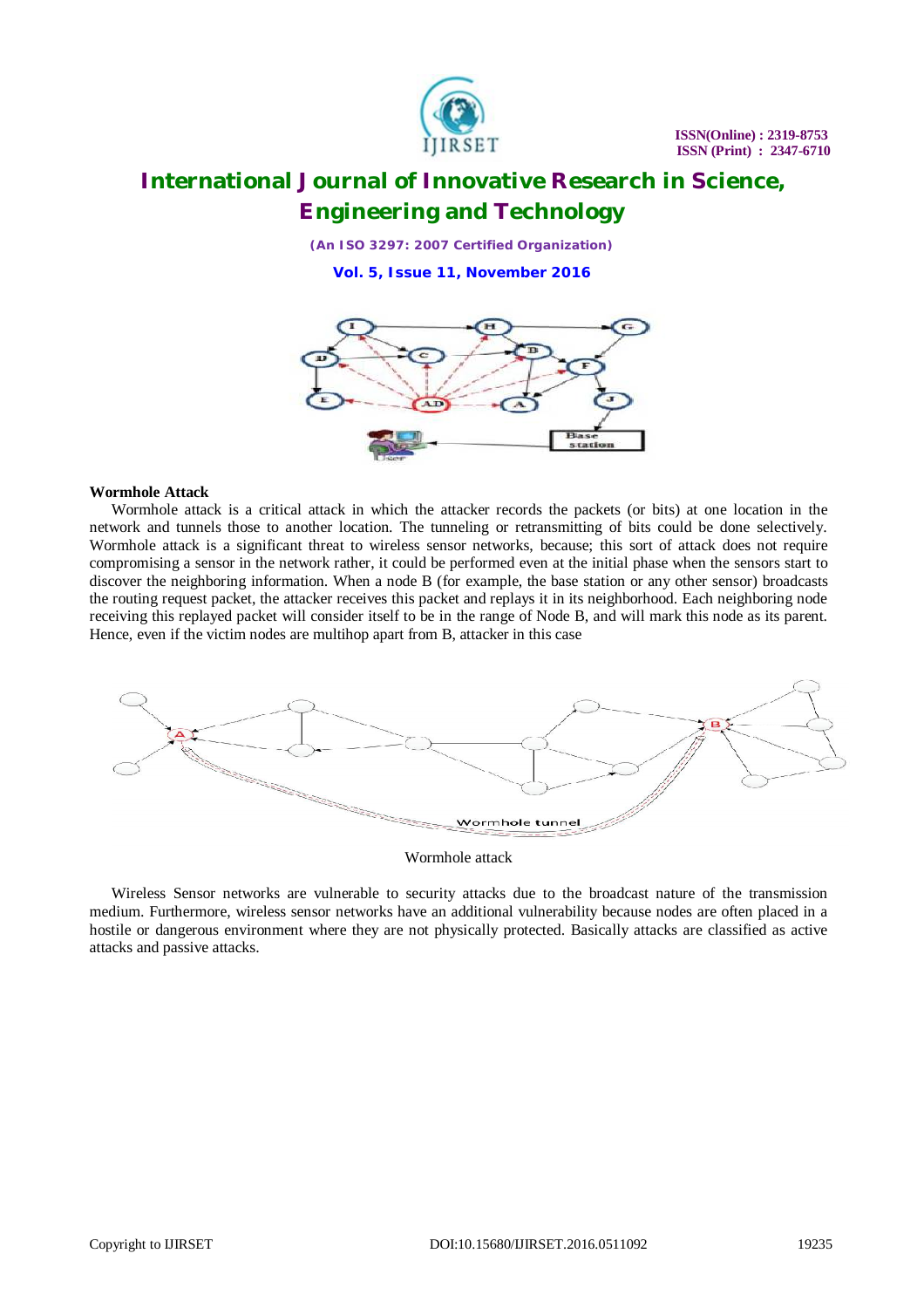**Wormhole Attack**

Wormhole attack is a critical attack in which the attacker records the packets (or bits) at one location in the network and tunnels those to another location. The tunneling or retransmitting of bits could be done selectively. Wormhole attack is a significant threat to wireless sensor networks, because; this sort of attack does not require compromising a sensor in the network rather, it could be performed even at the initial phase when the sensors start to discover the neighboring information. When a node B (for example, the base station or any other sensor) broadcasts the routing request packet, the attacker receives this packet and replays it in its neighborhood. Each neighboring node receiving this replayed packet will consider itself to be in the range of Node B, and will mark this node as its parent. Hence, even if the victim nodes are multihop apart from B, attacker in this case

Wormhole attack

Wireless Sensor networks are vulnerable to security attacks due to the broadcast nature of the transmission medium. Furthermore, wireless sensor networks have an additional vulnerability because nodes are often placed in a hostile or dangerous environment where they are not physically protected. Basically attacks are classified as active attacks and passive attacks.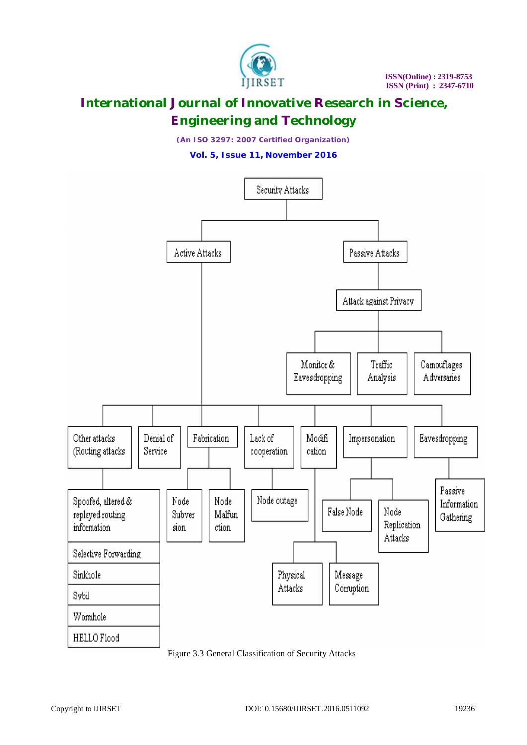- Security Attacks
  - Active Attacks
    - Other attacks (Routing attacks)
      - Spoofed, altered & replayed routing information
      - Selective Forwarding
      - Sinkhole
      - Sybil
      - Wormhole
      - HELLO Flood
    - Denial of Service
    - Fabrication
      - Node Subversion
      - Node Malfunction
    - Lack of cooperation
      - Node outage
    - Modification
      - Physical Attacks
      - Message Corruption
    - Impersonation
      - False Node
      - Node Replication Attacks
    - Eavesdropping
      - Passive Information Gathering
  - Passive Attacks
    - Attack against Privacy
      - Monitor & Eavesdropping
      - Traffic Analysis
      - Camouflages Adversaries

Figure 3.3 General Classification of Security Attacks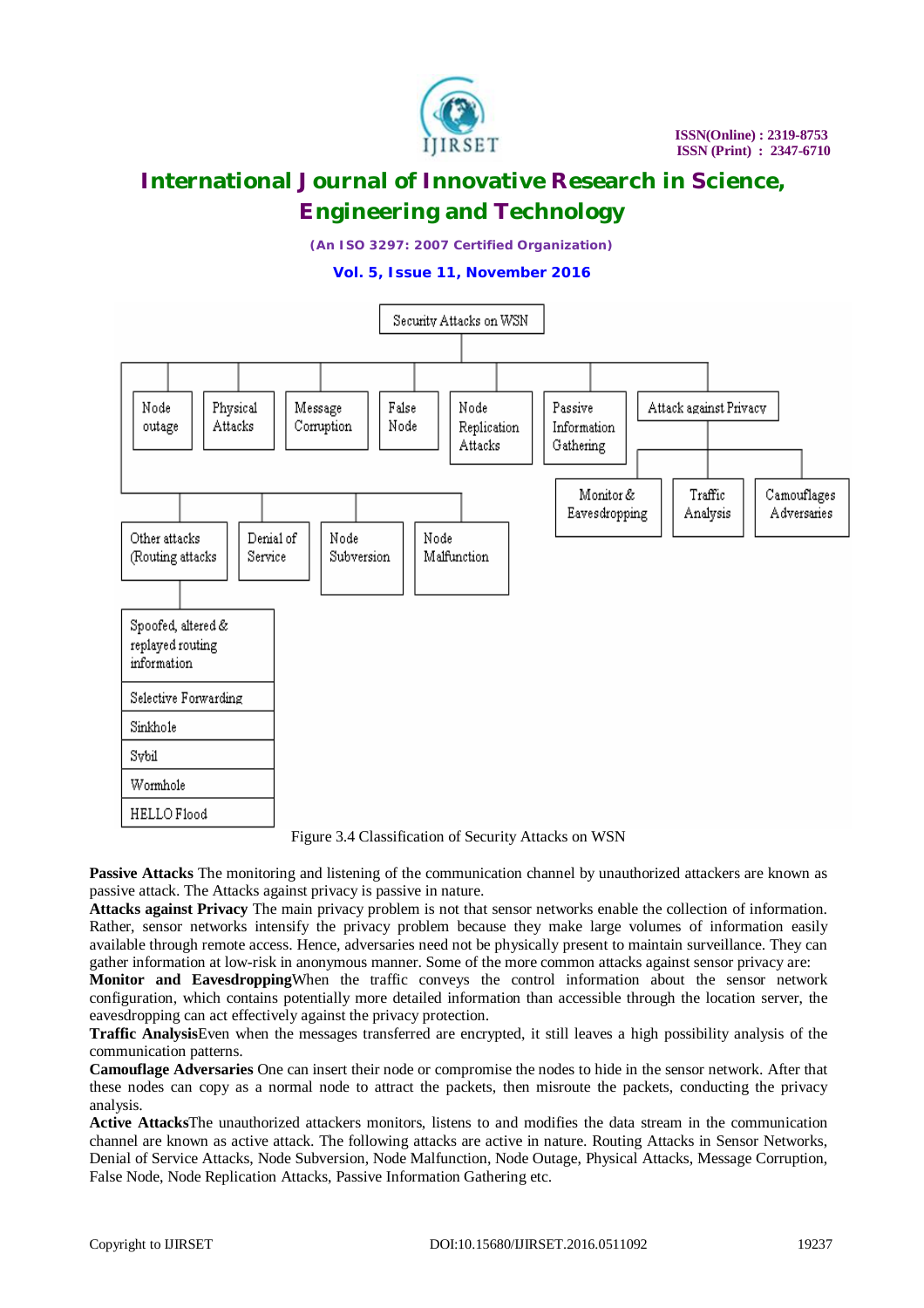Figure 3.4 Classification of Security Attacks on WSN

**Passive Attacks** The monitoring and listening of the communication channel by unauthorized attackers are known as passive attack. The Attacks against privacy is passive in nature.

**Attacks against Privacy** The main privacy problem is not that sensor networks enable the collection of information. Rather, sensor networks intensify the privacy problem because they make large volumes of information easily available through remote access. Hence, adversaries need not be physically present to maintain surveillance. They can gather information at low-risk in anonymous manner. Some of the more common attacks against sensor privacy are:

**Monitor and Eavesdropping**When the traffic conveys the control information about the sensor network configuration, which contains potentially more detailed information than accessible through the location server, the eavesdropping can act effectively against the privacy protection.

**Traffic Analysis**Even when the messages transferred are encrypted, it still leaves a high possibility analysis of the communication patterns.

**Camouflage Adversaries** One can insert their node or compromise the nodes to hide in the sensor network. After that these nodes can copy as a normal node to attract the packets, then misroute the packets, conducting the privacy analysis.

**Active Attacks**The unauthorized attackers monitors, listens to and modifies the data stream in the communication channel are known as active attack. The following attacks are active in nature. Routing Attacks in Sensor Networks, Denial of Service Attacks, Node Subversion, Node Malfunction, Node Outage, Physical Attacks, Message Corruption, False Node, Node Replication Attacks, Passive Information Gathering etc.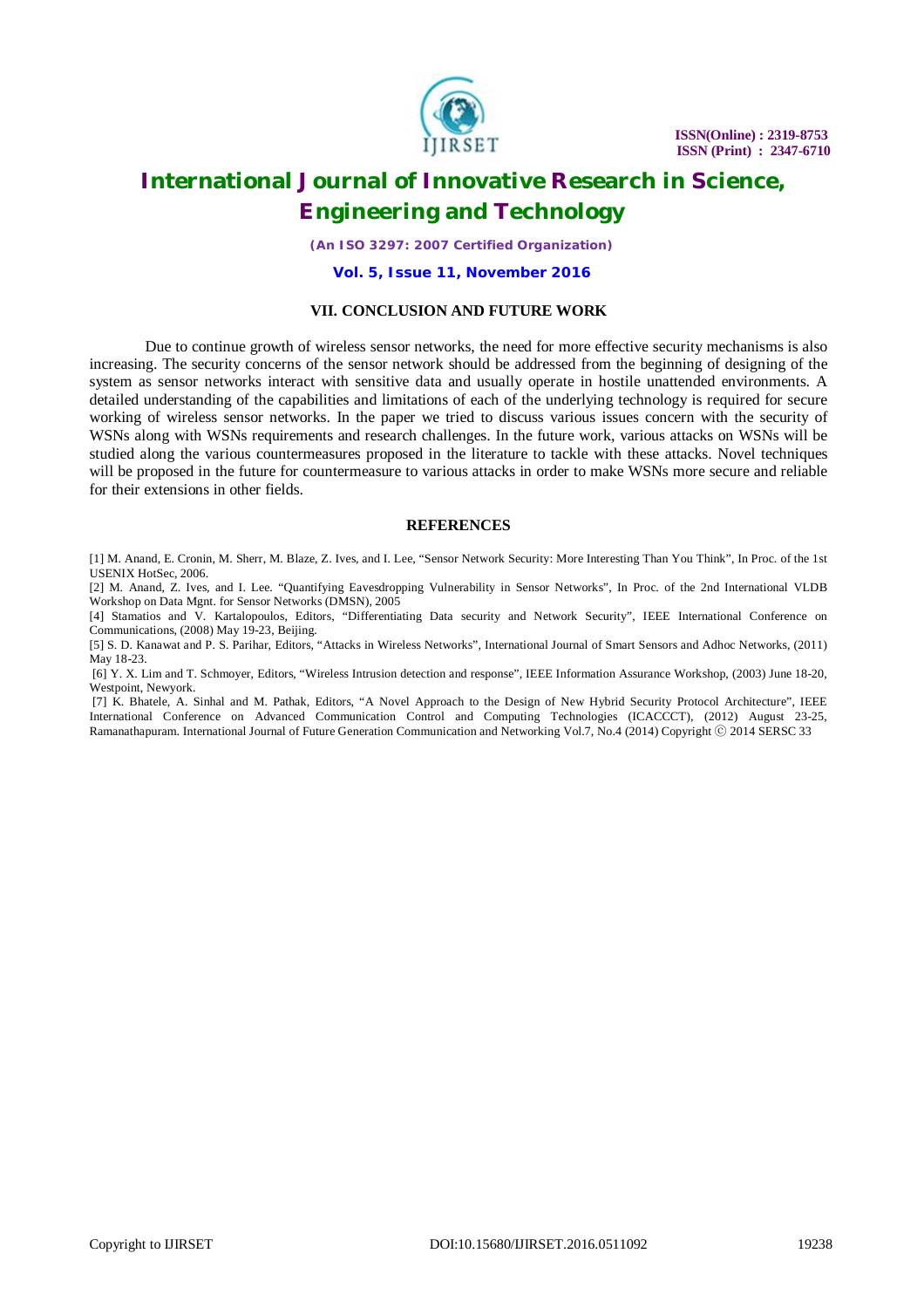## VII. CONCLUSION AND FUTURE WORK

Due to continue growth of wireless sensor networks, the need for more effective security mechanisms is also increasing. The security concerns of the sensor network should be addressed from the beginning of designing of the system as sensor networks interact with sensitive data and usually operate in hostile unattended environments. A detailed understanding of the capabilities and limitations of each of the underlying technology is required for secure working of wireless sensor networks. In the paper we tried to discuss various issues concern with the security of WSNs along with WSNs requirements and research challenges. In the future work, various attacks on WSNs will be studied along the various countermeasures proposed in the literature to tackle with these attacks. Novel techniques will be proposed in the future for countermeasure to various attacks in order to make WSNs more secure and reliable for their extensions in other fields.

## REFERENCES

[1] M. Anand, E. Cronin, M. Sherr, M. Blaze, Z. Ives, and I. Lee, "Sensor Network Security: More Interesting Than You Think", In Proc. of the 1st USENIX HotSec, 2006.

[2] M. Anand, Z. Ives, and I. Lee. "Quantifying Eavesdropping Vulnerability in Sensor Networks", In Proc. of the 2nd International VLDB Workshop on Data Mgnt. for Sensor Networks (DMSN), 2005

[4] Stamatios and V. Kartalopoulos, Editors, "Differentiating Data security and Network Security", IEEE International Conference on Communications, (2008) May 19-23, Beijing.

[5] S. D. Kanawat and P. S. Parihar, Editors, "Attacks in Wireless Networks", International Journal of Smart Sensors and Adhoc Networks, (2011) May 18-23.

[6] Y. X. Lim and T. Schmoyer, Editors, "Wireless Intrusion detection and response", IEEE Information Assurance Workshop, (2003) June 18-20, Westpoint, Newyork.

[7] K. Bhatele, A. Sinhal and M. Pathak, Editors, "A Novel Approach to the Design of New Hybrid Security Protocol Architecture", IEEE International Conference on Advanced Communication Control and Computing Technologies (ICACCCT), (2012) August 23-25, Ramanathapuram. International Journal of Future Generation Communication and Networking Vol.7, No.4 (2014) Copyright ⓒ 2014 SERSC 33